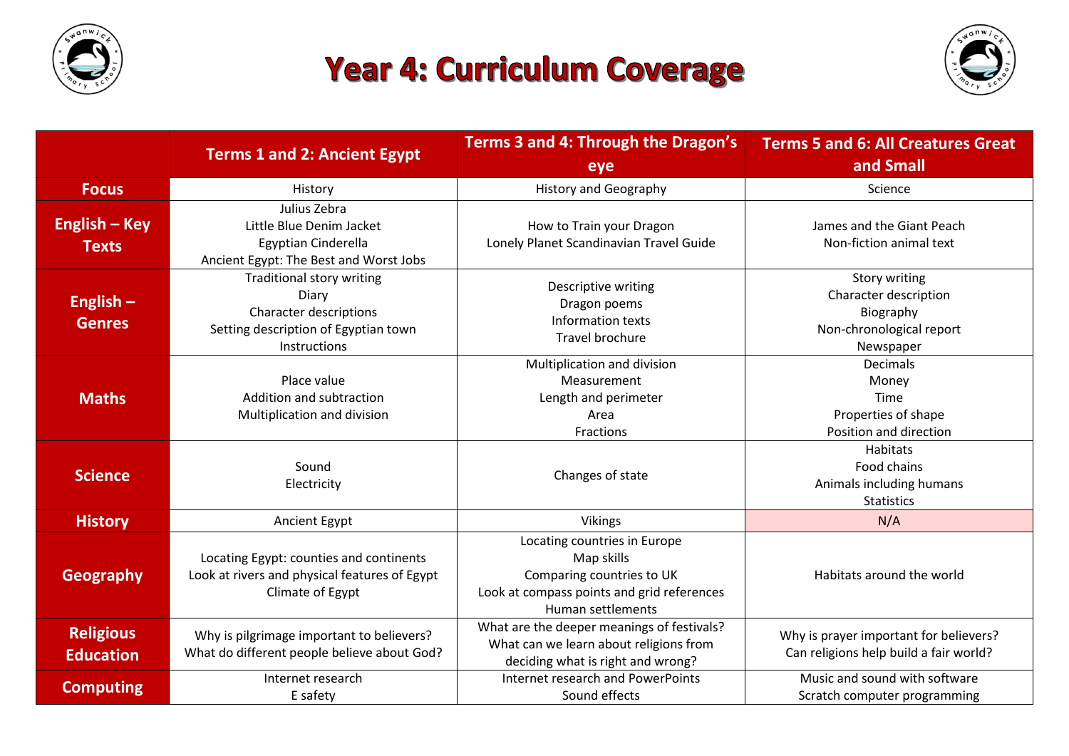# Year 4: Curriculum Coverage

| | Terms 1 and 2: Ancient Egypt | Terms 3 and 4: Through the Dragon's eye | Terms 5 and 6: All Creatures Great and Small |
|---|---|---|---|
| **Focus** | History | History and Geography | Science |
| **English – Key Texts** | Julius Zebra<br>Little Blue Denim Jacket<br>Egyptian Cinderella<br>Ancient Egypt: The Best and Worst Jobs | How to Train your Dragon<br>Lonely Planet Scandinavian Travel Guide | James and the Giant Peach<br>Non-fiction animal text |
| **English – Genres** | Traditional story writing<br>Diary<br>Character descriptions<br>Setting description of Egyptian town<br>Instructions | Descriptive writing<br>Dragon poems<br>Information texts<br>Travel brochure | Story writing<br>Character description<br>Biography<br>Non-chronological report<br>Newspaper |
| **Maths** | Place value<br>Addition and subtraction<br>Multiplication and division | Multiplication and division<br>Measurement<br>Length and perimeter<br>Area<br>Fractions | Decimals<br>Money<br>Time<br>Properties of shape<br>Position and direction |
| **Science** | Sound<br>Electricity | Changes of state | Habitats<br>Food chains<br>Animals including humans<br>Statistics |
| **History** | Ancient Egypt | Vikings | N/A |
| **Geography** | Locating Egypt: counties and continents<br>Look at rivers and physical features of Egypt<br>Climate of Egypt | Locating countries in Europe<br>Map skills<br>Comparing countries to UK<br>Look at compass points and grid references<br>Human settlements | Habitats around the world |
| **Religious Education** | Why is pilgrimage important to believers?<br>What do different people believe about God? | What are the deeper meanings of festivals?<br>What can we learn about religions from deciding what is right and wrong? | Why is prayer important for believers?<br>Can religions help build a fair world? |
| **Computing** | Internet research<br>E safety | Internet research and PowerPoints<br>Sound effects | Music and sound with software<br>Scratch computer programming |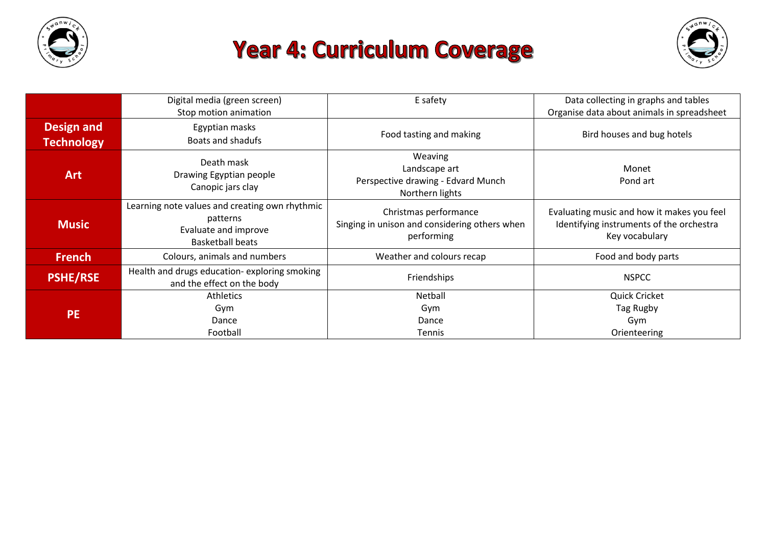# Year 4: Curriculum Coverage

| | | | |
|---|---|---|---|
| | Digital media (green screen)<br>Stop motion animation | E safety | Data collecting in graphs and tables<br>Organise data about animals in spreadsheet |
| **Design and Technology** | Egyptian masks<br>Boats and shadufs | Food tasting and making | Bird houses and bug hotels |
| **Art** | Death mask<br>Drawing Egyptian people<br>Canopic jars clay | Weaving<br>Landscape art<br>Perspective drawing - Edvard Munch<br>Northern lights | Monet<br>Pond art |
| **Music** | Learning note values and creating own rhythmic patterns<br>Evaluate and improve<br>Basketball beats | Christmas performance<br>Singing in unison and considering others when performing | Evaluating music and how it makes you feel<br>Identifying instruments of the orchestra<br>Key vocabulary |
| **French** | Colours, animals and numbers | Weather and colours recap | Food and body parts |
| **PSHE/RSE** | Health and drugs education- exploring smoking and the effect on the body | Friendships | NSPCC |
| **PE** | Athletics<br>Gym<br>Dance<br>Football | Netball<br>Gym<br>Dance<br>Tennis | Quick Cricket<br>Tag Rugby<br>Gym<br>Orienteering |